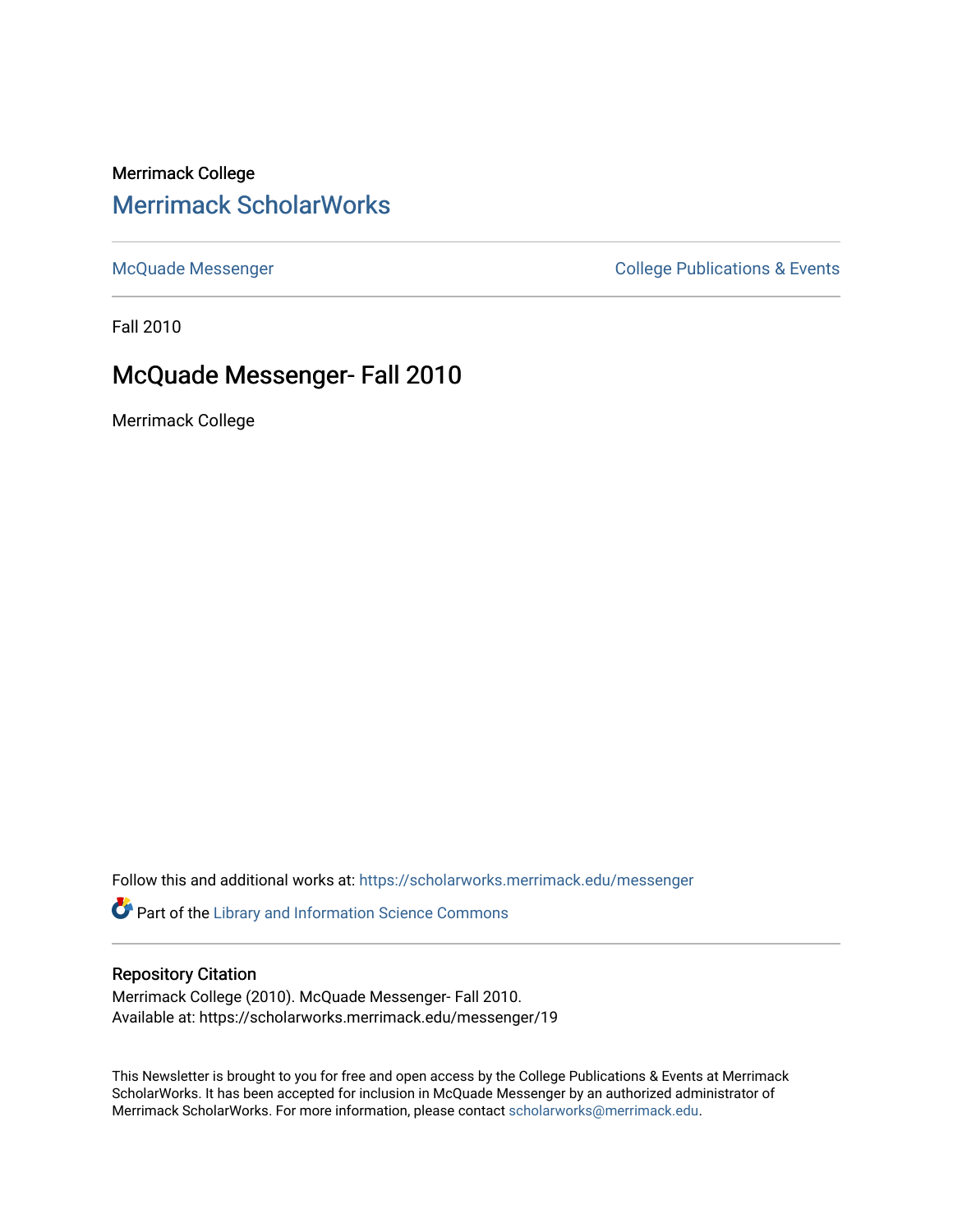Merrimack College

# Merrimack ScholarWorks

McQuade Messenger

College Publications & Events

Fall 2010

## McQuade Messenger- Fall 2010

Merrimack College

Follow this and additional works at: https://scholarworks.merrimack.edu/messenger

Part of the Library and Information Science Commons

### Repository Citation

Merrimack College (2010). McQuade Messenger- Fall 2010.
Available at: https://scholarworks.merrimack.edu/messenger/19

This Newsletter is brought to you for free and open access by the College Publications & Events at Merrimack ScholarWorks. It has been accepted for inclusion in McQuade Messenger by an authorized administrator of Merrimack ScholarWorks. For more information, please contact scholarworks@merrimack.edu.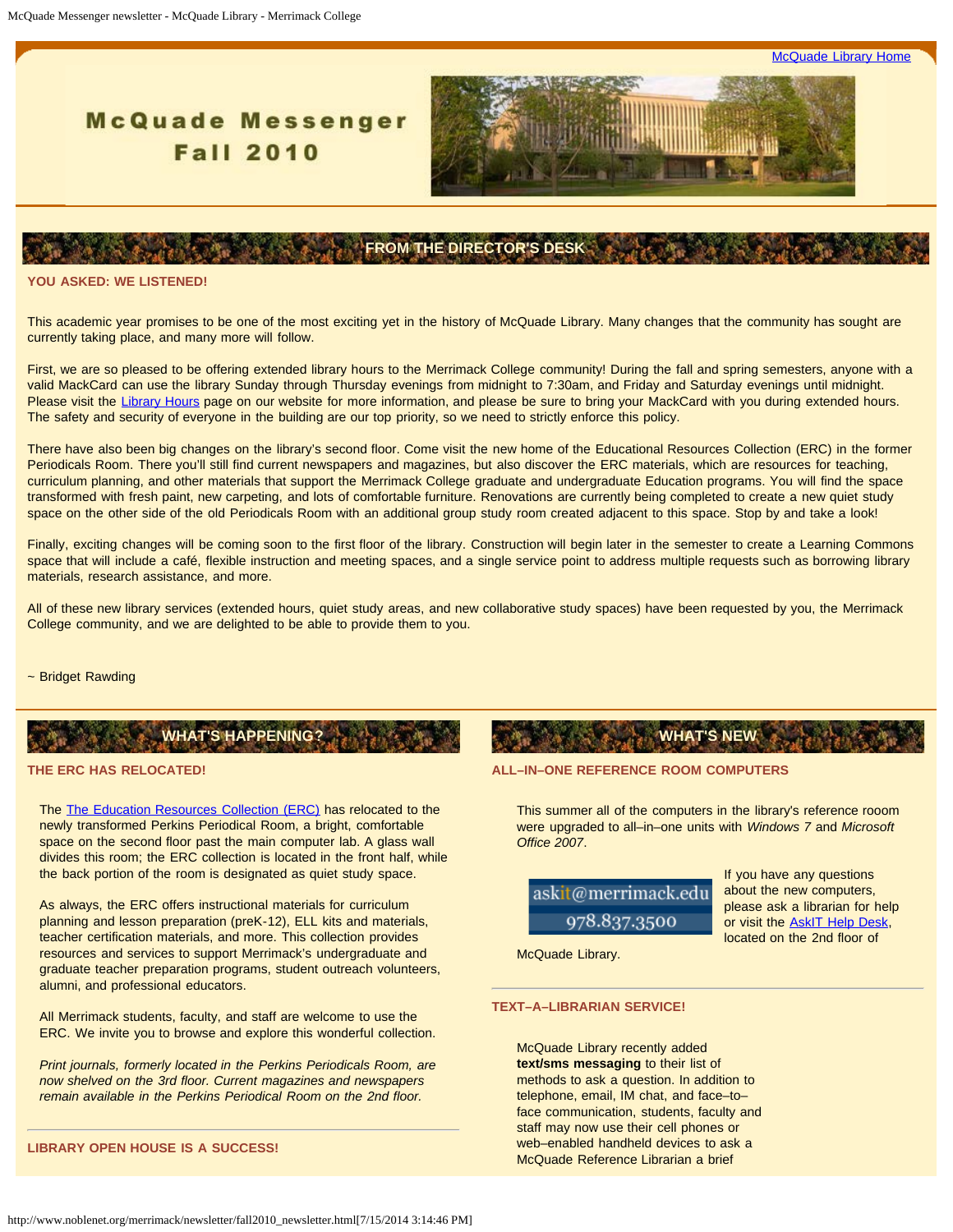[McQuade Library Home]

# McQuade Messenger Fall 2010

## FROM THE DIRECTOR'S DESK

### YOU ASKED: WE LISTENED!

This academic year promises to be one of the most exciting yet in the history of McQuade Library. Many changes that the community has sought are currently taking place, and many more will follow.

First, we are so pleased to be offering extended library hours to the Merrimack College community! During the fall and spring semesters, anyone with a valid MackCard can use the library Sunday through Thursday evenings from midnight to 7:30am, and Friday and Saturday evenings until midnight. Please visit the Library Hours page on our website for more information, and please be sure to bring your MackCard with you during extended hours. The safety and security of everyone in the building are our top priority, so we need to strictly enforce this policy.

There have also been big changes on the library's second floor. Come visit the new home of the Educational Resources Collection (ERC) in the former Periodicals Room. There you'll still find current newspapers and magazines, but also discover the ERC materials, which are resources for teaching, curriculum planning, and other materials that support the Merrimack College graduate and undergraduate Education programs. You will find the space transformed with fresh paint, new carpeting, and lots of comfortable furniture. Renovations are currently being completed to create a new quiet study space on the other side of the old Periodicals Room with an additional group study room created adjacent to this space. Stop by and take a look!

Finally, exciting changes will be coming soon to the first floor of the library. Construction will begin later in the semester to create a Learning Commons space that will include a café, flexible instruction and meeting spaces, and a single service point to address multiple requests such as borrowing library materials, research assistance, and more.

All of these new library services (extended hours, quiet study areas, and new collaborative study spaces) have been requested by you, the Merrimack College community, and we are delighted to be able to provide them to you.

~ Bridget Rawding

## WHAT'S HAPPENING?

### THE ERC HAS RELOCATED!

The The Education Resources Collection (ERC) has relocated to the newly transformed Perkins Periodical Room, a bright, comfortable space on the second floor past the main computer lab. A glass wall divides this room; the ERC collection is located in the front half, while the back portion of the room is designated as quiet study space.

As always, the ERC offers instructional materials for curriculum planning and lesson preparation (preK-12), ELL kits and materials, teacher certification materials, and more. This collection provides resources and services to support Merrimack's undergraduate and graduate teacher preparation programs, student outreach volunteers, alumni, and professional educators.

All Merrimack students, faculty, and staff are welcome to use the ERC. We invite you to browse and explore this wonderful collection.

*Print journals, formerly located in the Perkins Periodicals Room, are now shelved on the 3rd floor. Current magazines and newspapers remain available in the Perkins Periodical Room on the 2nd floor.*

### LIBRARY OPEN HOUSE IS A SUCCESS!

## WHAT'S NEW

### ALL–IN–ONE REFERENCE ROOM COMPUTERS

This summer all of the computers in the library's reference rooom were upgraded to all–in–one units with *Windows 7* and *Microsoft Office 2007*.

askit@merrimack.edu
978.837.3500

If you have any questions about the new computers, please ask a librarian for help or visit the AskIT Help Desk, located on the 2nd floor of McQuade Library.

### TEXT–A–LIBRARIAN SERVICE!

McQuade Library recently added **text/sms messaging** to their list of methods to ask a question. In addition to telephone, email, IM chat, and face–to–face communication, students, faculty and staff may now use their cell phones or web–enabled handheld devices to ask a McQuade Reference Librarian a brief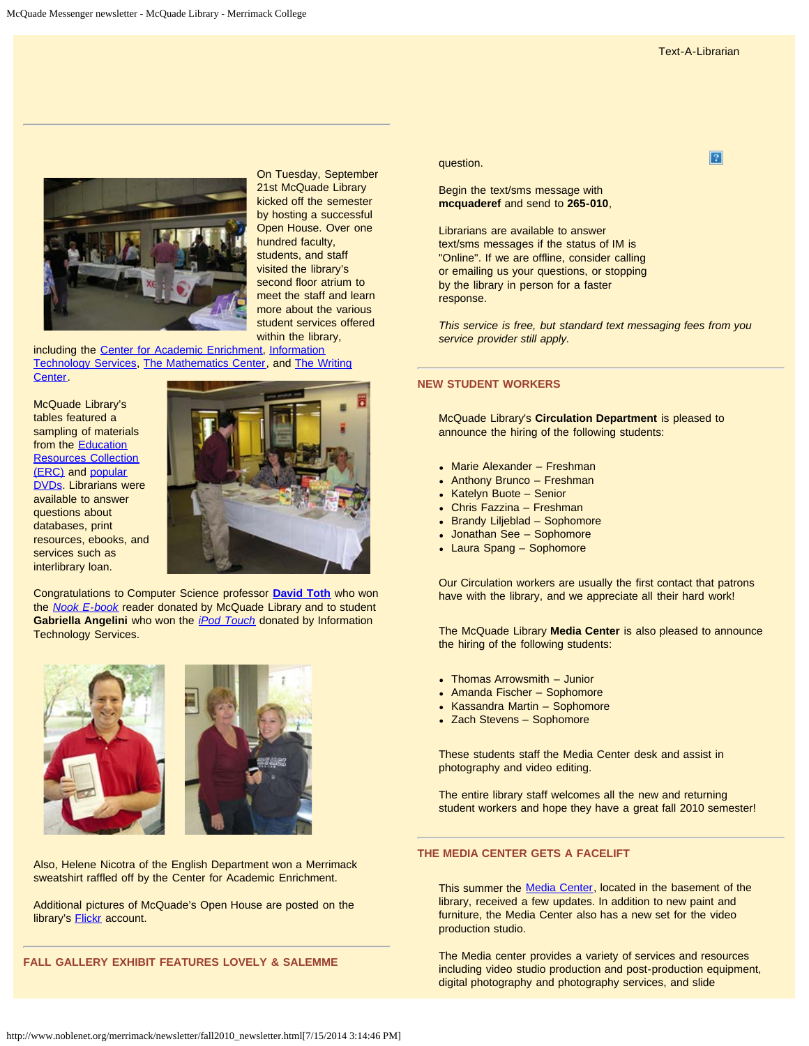Text-A-Librarian

On Tuesday, September 21st McQuade Library kicked off the semester by hosting a successful Open House. Over one hundred faculty, students, and staff visited the library's second floor atrium to meet the staff and learn more about the various student services offered within the library, including the Center for Academic Enrichment, Information Technology Services, The Mathematics Center, and The Writing Center.

McQuade Library's tables featured a sampling of materials from the Education Resources Collection (ERC) and popular DVDs. Librarians were available to answer questions about databases, print resources, ebooks, and services such as interlibrary loan.

Congratulations to Computer Science professor **David Toth** who won the *Nook E-book* reader donated by McQuade Library and to student **Gabriella Angelini** who won the *iPod Touch* donated by Information Technology Services.

Also, Helene Nicotra of the English Department won a Merrimack sweatshirt raffled off by the Center for Academic Enrichment.

Additional pictures of McQuade's Open House are posted on the library's Flickr account.

## FALL GALLERY EXHIBIT FEATURES LOVELY & SALEMME

question.

Begin the text/sms message with **mcquaderef** and send to **265-010**,

Librarians are available to answer text/sms messages if the status of IM is "Online". If we are offline, consider calling or emailing us your questions, or stopping by the library in person for a faster response.

*This service is free, but standard text messaging fees from you service provider still apply.*

## NEW STUDENT WORKERS

McQuade Library's **Circulation Department** is pleased to announce the hiring of the following students:

- Marie Alexander – Freshman
- Anthony Brunco – Freshman
- Katelyn Buote – Senior
- Chris Fazzina – Freshman
- Brandy Liljeblad – Sophomore
- Jonathan See – Sophomore
- Laura Spang – Sophomore

Our Circulation workers are usually the first contact that patrons have with the library, and we appreciate all their hard work!

The McQuade Library **Media Center** is also pleased to announce the hiring of the following students:

- Thomas Arrowsmith – Junior
- Amanda Fischer – Sophomore
- Kassandra Martin – Sophomore
- Zach Stevens – Sophomore

These students staff the Media Center desk and assist in photography and video editing.

The entire library staff welcomes all the new and returning student workers and hope they have a great fall 2010 semester!

## THE MEDIA CENTER GETS A FACELIFT

This summer the Media Center, located in the basement of the library, received a few updates. In addition to new paint and furniture, the Media Center also has a new set for the video production studio.

The Media center provides a variety of services and resources including video studio production and post-production equipment, digital photography and photography services, and slide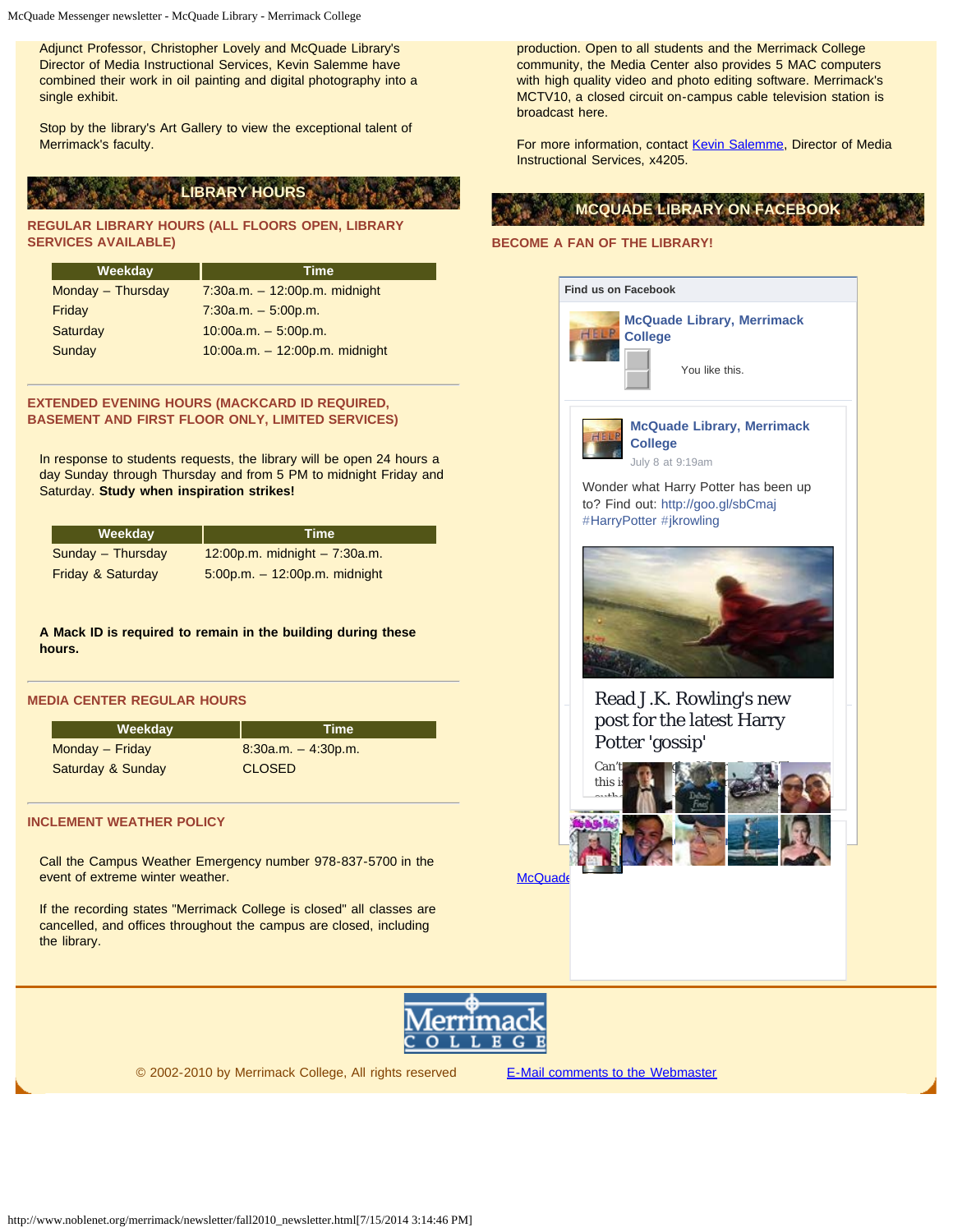Adjunct Professor, Christopher Lovely and McQuade Library's Director of Media Instructional Services, Kevin Salemme have combined their work in oil painting and digital photography into a single exhibit.

Stop by the library's Art Gallery to view the exceptional talent of Merrimack's faculty.

## LIBRARY HOURS

### REGULAR LIBRARY HOURS (ALL FLOORS OPEN, LIBRARY SERVICES AVAILABLE)

| Weekday | Time |
|---|---|
| Monday – Thursday | 7:30a.m. – 12:00p.m. midnight |
| Friday | 7:30a.m. – 5:00p.m. |
| Saturday | 10:00a.m. – 5:00p.m. |
| Sunday | 10:00a.m. – 12:00p.m. midnight |

### EXTENDED EVENING HOURS (MACKCARD ID REQUIRED, BASEMENT AND FIRST FLOOR ONLY, LIMITED SERVICES)

In response to students requests, the library will be open 24 hours a day Sunday through Thursday and from 5 PM to midnight Friday and Saturday. **Study when inspiration strikes!**

| Weekday | Time |
|---|---|
| Sunday – Thursday | 12:00p.m. midnight – 7:30a.m. |
| Friday & Saturday | 5:00p.m. – 12:00p.m. midnight |

**A Mack ID is required to remain in the building during these hours.**

### MEDIA CENTER REGULAR HOURS

| Weekday | Time |
|---|---|
| Monday – Friday | 8:30a.m. – 4:30p.m. |
| Saturday & Sunday | CLOSED |

### INCLEMENT WEATHER POLICY

Call the Campus Weather Emergency number 978-837-5700 in the event of extreme winter weather.

If the recording states "Merrimack College is closed" all classes are cancelled, and offices throughout the campus are closed, including the library.

production. Open to all students and the Merrimack College community, the Media Center also provides 5 MAC computers with high quality video and photo editing software. Merrimack's MCTV10, a closed circuit on-campus cable television station is broadcast here.

For more information, contact Kevin Salemme, Director of Media Instructional Services, x4205.

## MCQUADE LIBRARY ON FACEBOOK

### BECOME A FAN OF THE LIBRARY!

Find us on Facebook

McQuade Library, Merrimack College

You like this.

McQuade Library, Merrimack College
July 8 at 9:19am

Wonder what Harry Potter has been up to? Find out: http://goo.gl/sbCmaj #HarryPotter #jkrowling

Read J.K. Rowling's new post for the latest Harry Potter 'gossip'

McQuade

© 2002-2010 by Merrimack College, All rights reserved

E-Mail comments to the Webmaster